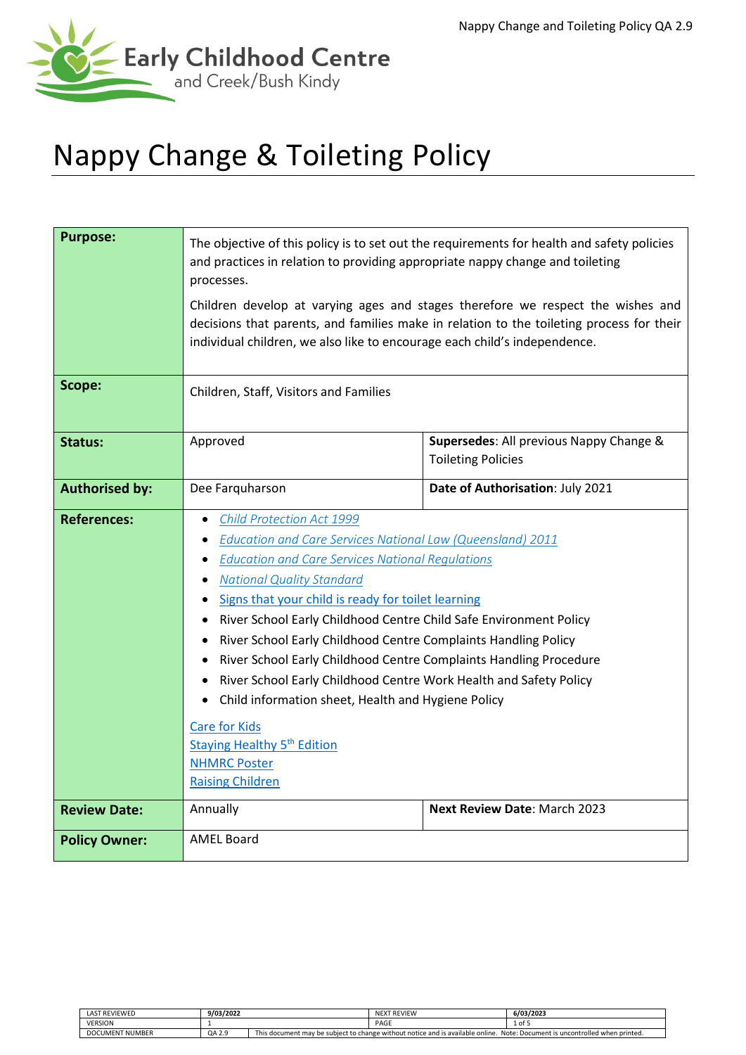Early Childhood Centre
and Creek/Bush Kindy

# Nappy Change & Toileting Policy

| | | |
|---|---|---|
| **Purpose:** | The objective of this policy is to set out the requirements for health and safety policies and practices in relation to providing appropriate nappy change and toileting processes.<br><br>Children develop at varying ages and stages therefore we respect the wishes and decisions that parents, and families make in relation to the toileting process for their individual children, we also like to encourage each child's independence. | |
| **Scope:** | Children, Staff, Visitors and Families | |
| **Status:** | Approved | **Supersedes**: All previous Nappy Change & Toileting Policies |
| **Authorised by:** | Dee Farquharson | **Date of Authorisation**: July 2021 |
| **References:** | • *Child Protection Act 1999*<br>• *Education and Care Services National Law (Queensland) 2011*<br>• *Education and Care Services National Regulations*<br>• *National Quality Standard*<br>• Signs that your child is ready for toilet learning<br>• River School Early Childhood Centre Child Safe Environment Policy<br>• River School Early Childhood Centre Complaints Handling Policy<br>• River School Early Childhood Centre Complaints Handling Procedure<br>• River School Early Childhood Centre Work Health and Safety Policy<br>• Child information sheet, Health and Hygiene Policy<br><br>Care for Kids<br>Staying Healthy 5th Edition<br>NHMRC Poster<br>Raising Children | |
| **Review Date:** | Annually | **Next Review Date**: March 2023 |
| **Policy Owner:** | AMEL Board | |

| LAST REVIEWED | 9/03/2022 | NEXT REVIEW | 6/03/2023 |
|---|---|---|---|
| VERSION | 1 | PAGE | 1 of 5 |
| DOCUMENT NUMBER | QA 2.9 | This document may be subject to change without notice and is available online. Note: Document is uncontrolled when printed. | |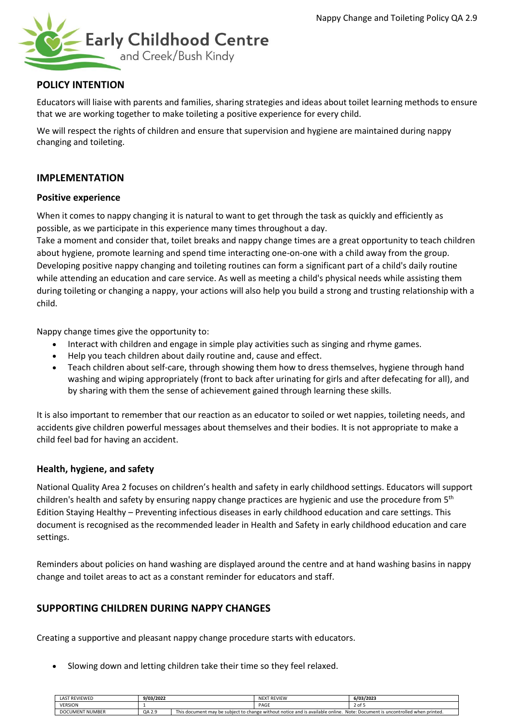## POLICY INTENTION

Educators will liaise with parents and families, sharing strategies and ideas about toilet learning methods to ensure that we are working together to make toileting a positive experience for every child.

We will respect the rights of children and ensure that supervision and hygiene are maintained during nappy changing and toileting.

## IMPLEMENTATION

### Positive experience

When it comes to nappy changing it is natural to want to get through the task as quickly and efficiently as possible, as we participate in this experience many times throughout a day.
Take a moment and consider that, toilet breaks and nappy change times are a great opportunity to teach children about hygiene, promote learning and spend time interacting one-on-one with a child away from the group. Developing positive nappy changing and toileting routines can form a significant part of a child's daily routine while attending an education and care service. As well as meeting a child's physical needs while assisting them during toileting or changing a nappy, your actions will also help you build a strong and trusting relationship with a child.

Nappy change times give the opportunity to:

- Interact with children and engage in simple play activities such as singing and rhyme games.
- Help you teach children about daily routine and, cause and effect.
- Teach children about self-care, through showing them how to dress themselves, hygiene through hand washing and wiping appropriately (front to back after urinating for girls and after defecating for all), and by sharing with them the sense of achievement gained through learning these skills.

It is also important to remember that our reaction as an educator to soiled or wet nappies, toileting needs, and accidents give children powerful messages about themselves and their bodies. It is not appropriate to make a child feel bad for having an accident.

### Health, hygiene, and safety

National Quality Area 2 focuses on children's health and safety in early childhood settings. Educators will support children's health and safety by ensuring nappy change practices are hygienic and use the procedure from 5th Edition Staying Healthy – Preventing infectious diseases in early childhood education and care settings. This document is recognised as the recommended leader in Health and Safety in early childhood education and care settings.

Reminders about policies on hand washing are displayed around the centre and at hand washing basins in nappy change and toilet areas to act as a constant reminder for educators and staff.

## SUPPORTING CHILDREN DURING NAPPY CHANGES

Creating a supportive and pleasant nappy change procedure starts with educators.

- Slowing down and letting children take their time so they feel relaxed.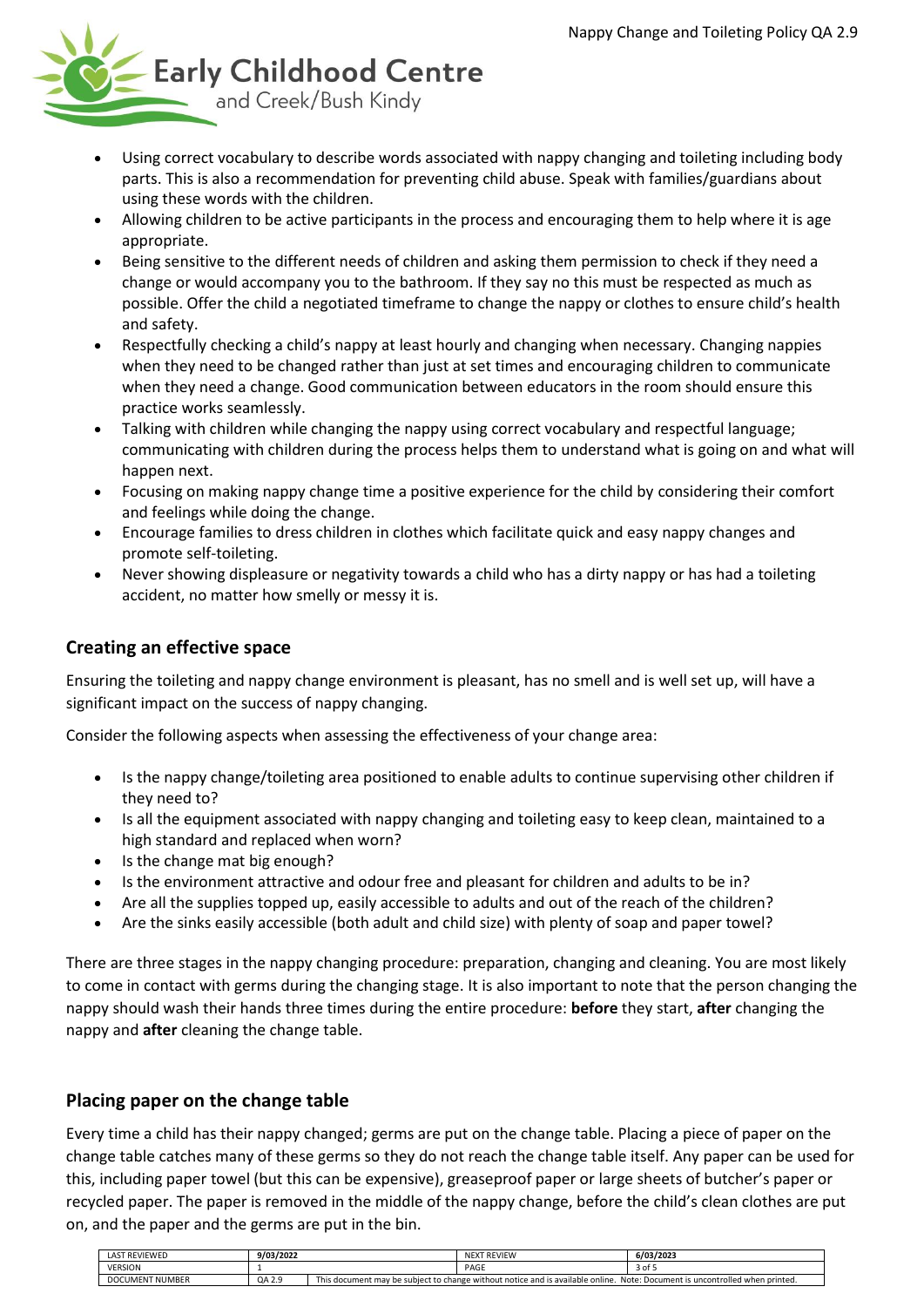- Using correct vocabulary to describe words associated with nappy changing and toileting including body parts. This is also a recommendation for preventing child abuse. Speak with families/guardians about using these words with the children.
- Allowing children to be active participants in the process and encouraging them to help where it is age appropriate.
- Being sensitive to the different needs of children and asking them permission to check if they need a change or would accompany you to the bathroom. If they say no this must be respected as much as possible. Offer the child a negotiated timeframe to change the nappy or clothes to ensure child's health and safety.
- Respectfully checking a child's nappy at least hourly and changing when necessary. Changing nappies when they need to be changed rather than just at set times and encouraging children to communicate when they need a change. Good communication between educators in the room should ensure this practice works seamlessly.
- Talking with children while changing the nappy using correct vocabulary and respectful language; communicating with children during the process helps them to understand what is going on and what will happen next.
- Focusing on making nappy change time a positive experience for the child by considering their comfort and feelings while doing the change.
- Encourage families to dress children in clothes which facilitate quick and easy nappy changes and promote self-toileting.
- Never showing displeasure or negativity towards a child who has a dirty nappy or has had a toileting accident, no matter how smelly or messy it is.

## Creating an effective space

Ensuring the toileting and nappy change environment is pleasant, has no smell and is well set up, will have a significant impact on the success of nappy changing.

Consider the following aspects when assessing the effectiveness of your change area:

- Is the nappy change/toileting area positioned to enable adults to continue supervising other children if they need to?
- Is all the equipment associated with nappy changing and toileting easy to keep clean, maintained to a high standard and replaced when worn?
- Is the change mat big enough?
- Is the environment attractive and odour free and pleasant for children and adults to be in?
- Are all the supplies topped up, easily accessible to adults and out of the reach of the children?
- Are the sinks easily accessible (both adult and child size) with plenty of soap and paper towel?

There are three stages in the nappy changing procedure: preparation, changing and cleaning. You are most likely to come in contact with germs during the changing stage. It is also important to note that the person changing the nappy should wash their hands three times during the entire procedure: **before** they start, **after** changing the nappy and **after** cleaning the change table.

## Placing paper on the change table

Every time a child has their nappy changed; germs are put on the change table. Placing a piece of paper on the change table catches many of these germs so they do not reach the change table itself. Any paper can be used for this, including paper towel (but this can be expensive), greaseproof paper or large sheets of butcher's paper or recycled paper. The paper is removed in the middle of the nappy change, before the child's clean clothes are put on, and the paper and the germs are put in the bin.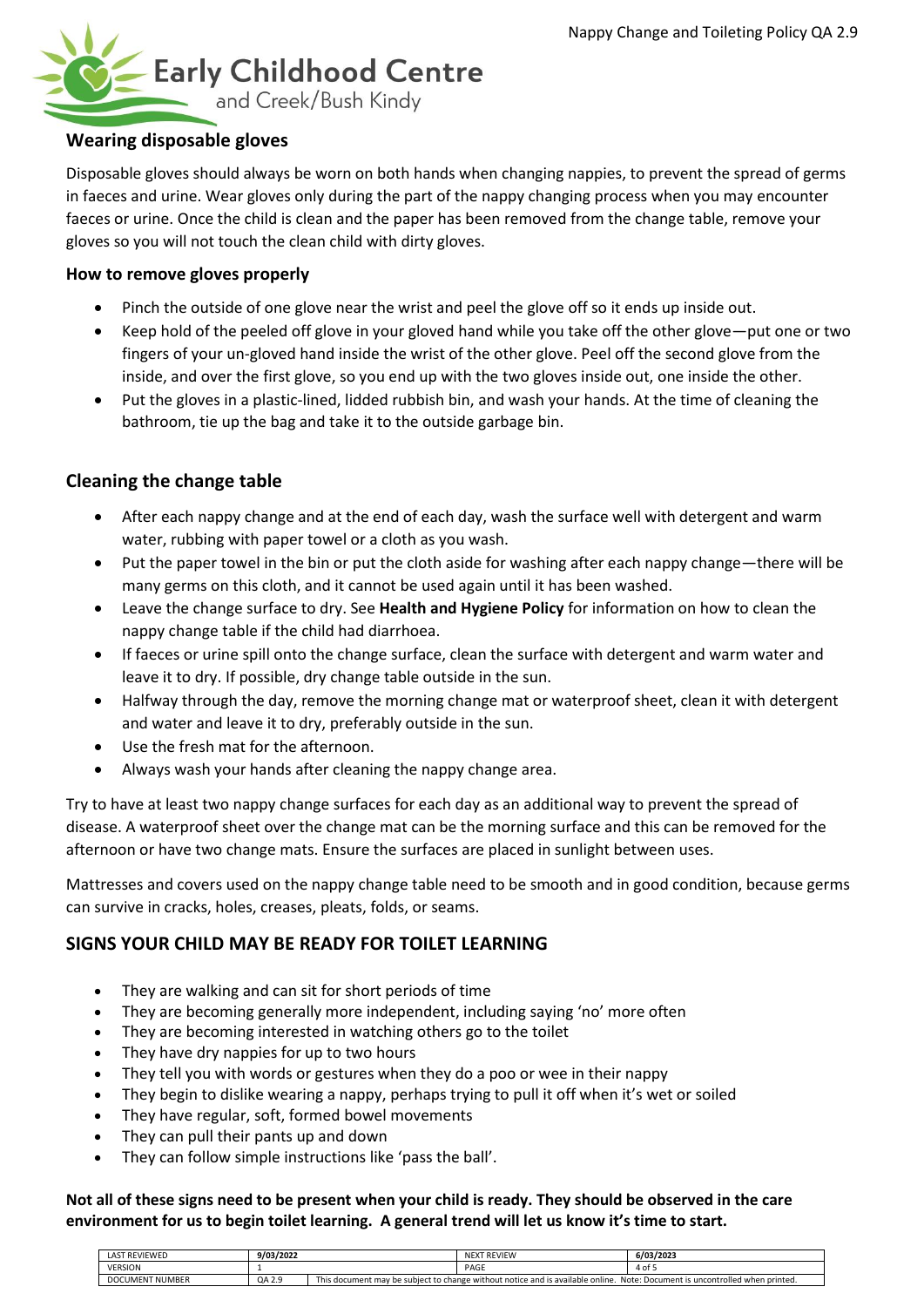## Wearing disposable gloves

Disposable gloves should always be worn on both hands when changing nappies, to prevent the spread of germs in faeces and urine. Wear gloves only during the part of the nappy changing process when you may encounter faeces or urine. Once the child is clean and the paper has been removed from the change table, remove your gloves so you will not touch the clean child with dirty gloves.

### How to remove gloves properly

- Pinch the outside of one glove near the wrist and peel the glove off so it ends up inside out.
- Keep hold of the peeled off glove in your gloved hand while you take off the other glove—put one or two fingers of your un-gloved hand inside the wrist of the other glove. Peel off the second glove from the inside, and over the first glove, so you end up with the two gloves inside out, one inside the other.
- Put the gloves in a plastic-lined, lidded rubbish bin, and wash your hands. At the time of cleaning the bathroom, tie up the bag and take it to the outside garbage bin.

## Cleaning the change table

- After each nappy change and at the end of each day, wash the surface well with detergent and warm water, rubbing with paper towel or a cloth as you wash.
- Put the paper towel in the bin or put the cloth aside for washing after each nappy change—there will be many germs on this cloth, and it cannot be used again until it has been washed.
- Leave the change surface to dry. See **Health and Hygiene Policy** for information on how to clean the nappy change table if the child had diarrhoea.
- If faeces or urine spill onto the change surface, clean the surface with detergent and warm water and leave it to dry. If possible, dry change table outside in the sun.
- Halfway through the day, remove the morning change mat or waterproof sheet, clean it with detergent and water and leave it to dry, preferably outside in the sun.
- Use the fresh mat for the afternoon.
- Always wash your hands after cleaning the nappy change area.

Try to have at least two nappy change surfaces for each day as an additional way to prevent the spread of disease. A waterproof sheet over the change mat can be the morning surface and this can be removed for the afternoon or have two change mats. Ensure the surfaces are placed in sunlight between uses.

Mattresses and covers used on the nappy change table need to be smooth and in good condition, because germs can survive in cracks, holes, creases, pleats, folds, or seams.

## SIGNS YOUR CHILD MAY BE READY FOR TOILET LEARNING

- They are walking and can sit for short periods of time
- They are becoming generally more independent, including saying 'no' more often
- They are becoming interested in watching others go to the toilet
- They have dry nappies for up to two hours
- They tell you with words or gestures when they do a poo or wee in their nappy
- They begin to dislike wearing a nappy, perhaps trying to pull it off when it's wet or soiled
- They have regular, soft, formed bowel movements
- They can pull their pants up and down
- They can follow simple instructions like 'pass the ball'.

**Not all of these signs need to be present when your child is ready. They should be observed in the care environment for us to begin toilet learning. A general trend will let us know it's time to start.**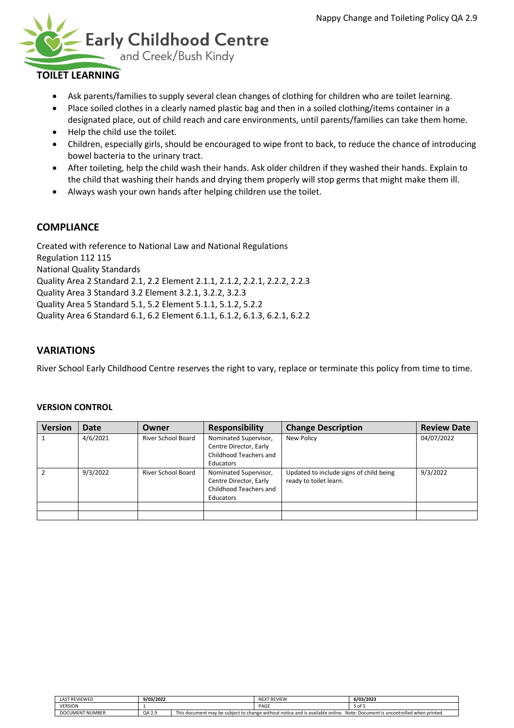## TOILET LEARNING

- Ask parents/families to supply several clean changes of clothing for children who are toilet learning.
- Place soiled clothes in a clearly named plastic bag and then in a soiled clothing/items container in a designated place, out of child reach and care environments, until parents/families can take them home.
- Help the child use the toilet.
- Children, especially girls, should be encouraged to wipe front to back, to reduce the chance of introducing bowel bacteria to the urinary tract.
- After toileting, help the child wash their hands. Ask older children if they washed their hands. Explain to the child that washing their hands and drying them properly will stop germs that might make them ill.
- Always wash your own hands after helping children use the toilet.

## COMPLIANCE

Created with reference to National Law and National Regulations
Regulation 112 115
National Quality Standards
Quality Area 2 Standard 2.1, 2.2 Element 2.1.1, 2.1.2, 2.2.1, 2.2.2, 2.2.3
Quality Area 3 Standard 3.2 Element 3.2.1, 3.2.2, 3.2.3
Quality Area 5 Standard 5.1, 5.2 Element 5.1.1, 5.1.2, 5.2.2
Quality Area 6 Standard 6.1, 6.2 Element 6.1.1, 6.1.2, 6.1.3, 6.2.1, 6.2.2

## VARIATIONS

River School Early Childhood Centre reserves the right to vary, replace or terminate this policy from time to time.

### VERSION CONTROL

| Version | Date | Owner | Responsibility | Change Description | Review Date |
|---|---|---|---|---|---|
| 1 | 4/6/2021 | River School Board | Nominated Supervisor, Centre Director, Early Childhood Teachers and Educators | New Policy | 04/07/2022 |
| 2 | 9/3/2022 | River School Board | Nominated Supervisor, Centre Director, Early Childhood Teachers and Educators | Updated to include signs of child being ready to toilet learn. | 9/3/2022 |
| | | | | | |
| | | | | | |